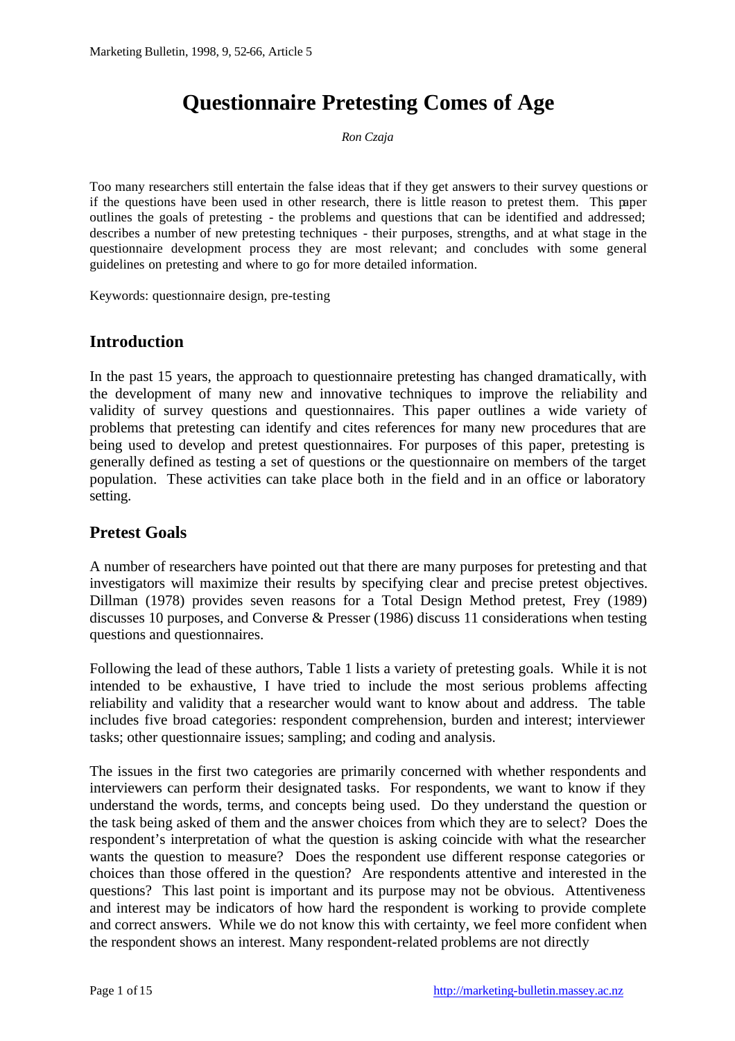# Questionnaire Pretesting Comes of Age

*Ron Czaja*

Too many researchers still entertain the false ideas that if they get answers to their survey questions or if the questions have been used in other research, there is little reason to pretest them. This paper outlines the goals of pretesting - the problems and questions that can be identified and addressed; describes a number of new pretesting techniques - their purposes, strengths, and at what stage in the questionnaire development process they are most relevant; and concludes with some general guidelines on pretesting and where to go for more detailed information.

Keywords: questionnaire design, pre-testing

## Introduction

In the past 15 years, the approach to questionnaire pretesting has changed dramatically, with the development of many new and innovative techniques to improve the reliability and validity of survey questions and questionnaires. This paper outlines a wide variety of problems that pretesting can identify and cites references for many new procedures that are being used to develop and pretest questionnaires. For purposes of this paper, pretesting is generally defined as testing a set of questions or the questionnaire on members of the target population. These activities can take place both in the field and in an office or laboratory setting.

## Pretest Goals

A number of researchers have pointed out that there are many purposes for pretesting and that investigators will maximize their results by specifying clear and precise pretest objectives. Dillman (1978) provides seven reasons for a Total Design Method pretest, Frey (1989) discusses 10 purposes, and Converse & Presser (1986) discuss 11 considerations when testing questions and questionnaires.

Following the lead of these authors, Table 1 lists a variety of pretesting goals. While it is not intended to be exhaustive, I have tried to include the most serious problems affecting reliability and validity that a researcher would want to know about and address. The table includes five broad categories: respondent comprehension, burden and interest; interviewer tasks; other questionnaire issues; sampling; and coding and analysis.

The issues in the first two categories are primarily concerned with whether respondents and interviewers can perform their designated tasks. For respondents, we want to know if they understand the words, terms, and concepts being used. Do they understand the question or the task being asked of them and the answer choices from which they are to select? Does the respondent's interpretation of what the question is asking coincide with what the researcher wants the question to measure? Does the respondent use different response categories or choices than those offered in the question? Are respondents attentive and interested in the questions? This last point is important and its purpose may not be obvious. Attentiveness and interest may be indicators of how hard the respondent is working to provide complete and correct answers. While we do not know this with certainty, we feel more confident when the respondent shows an interest. Many respondent-related problems are not directly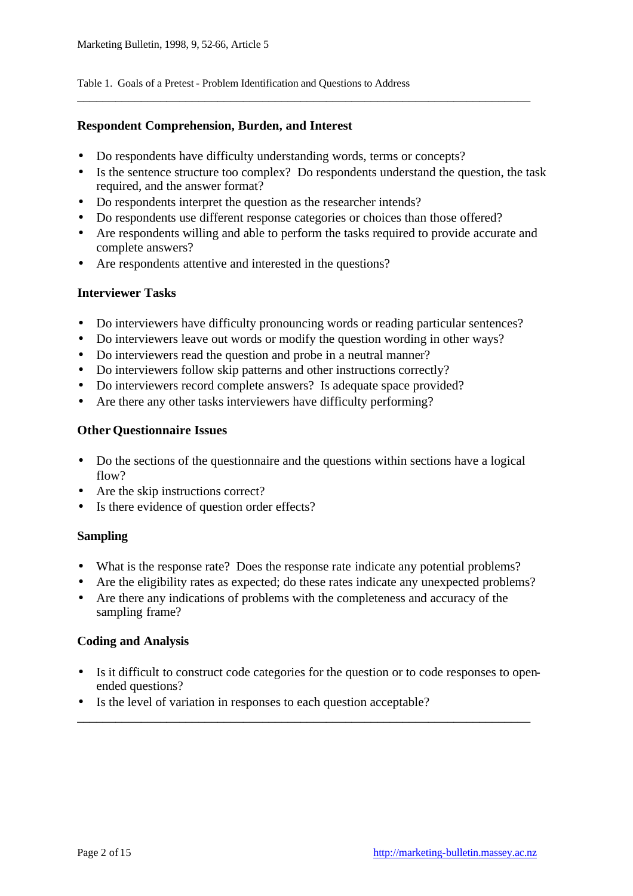Table 1. Goals of a Pretest - Problem Identification and Questions to Address

**Respondent Comprehension, Burden, and Interest**

- Do respondents have difficulty understanding words, terms or concepts?
- Is the sentence structure too complex? Do respondents understand the question, the task required, and the answer format?
- Do respondents interpret the question as the researcher intends?
- Do respondents use different response categories or choices than those offered?
- Are respondents willing and able to perform the tasks required to provide accurate and complete answers?
- Are respondents attentive and interested in the questions?

**Interviewer Tasks**

- Do interviewers have difficulty pronouncing words or reading particular sentences?
- Do interviewers leave out words or modify the question wording in other ways?
- Do interviewers read the question and probe in a neutral manner?
- Do interviewers follow skip patterns and other instructions correctly?
- Do interviewers record complete answers? Is adequate space provided?
- Are there any other tasks interviewers have difficulty performing?

**Other Questionnaire Issues**

- Do the sections of the questionnaire and the questions within sections have a logical flow?
- Are the skip instructions correct?
- Is there evidence of question order effects?

**Sampling**

- What is the response rate? Does the response rate indicate any potential problems?
- Are the eligibility rates as expected; do these rates indicate any unexpected problems?
- Are there any indications of problems with the completeness and accuracy of the sampling frame?

**Coding and Analysis**

- Is it difficult to construct code categories for the question or to code responses to open-ended questions?
- Is the level of variation in responses to each question acceptable?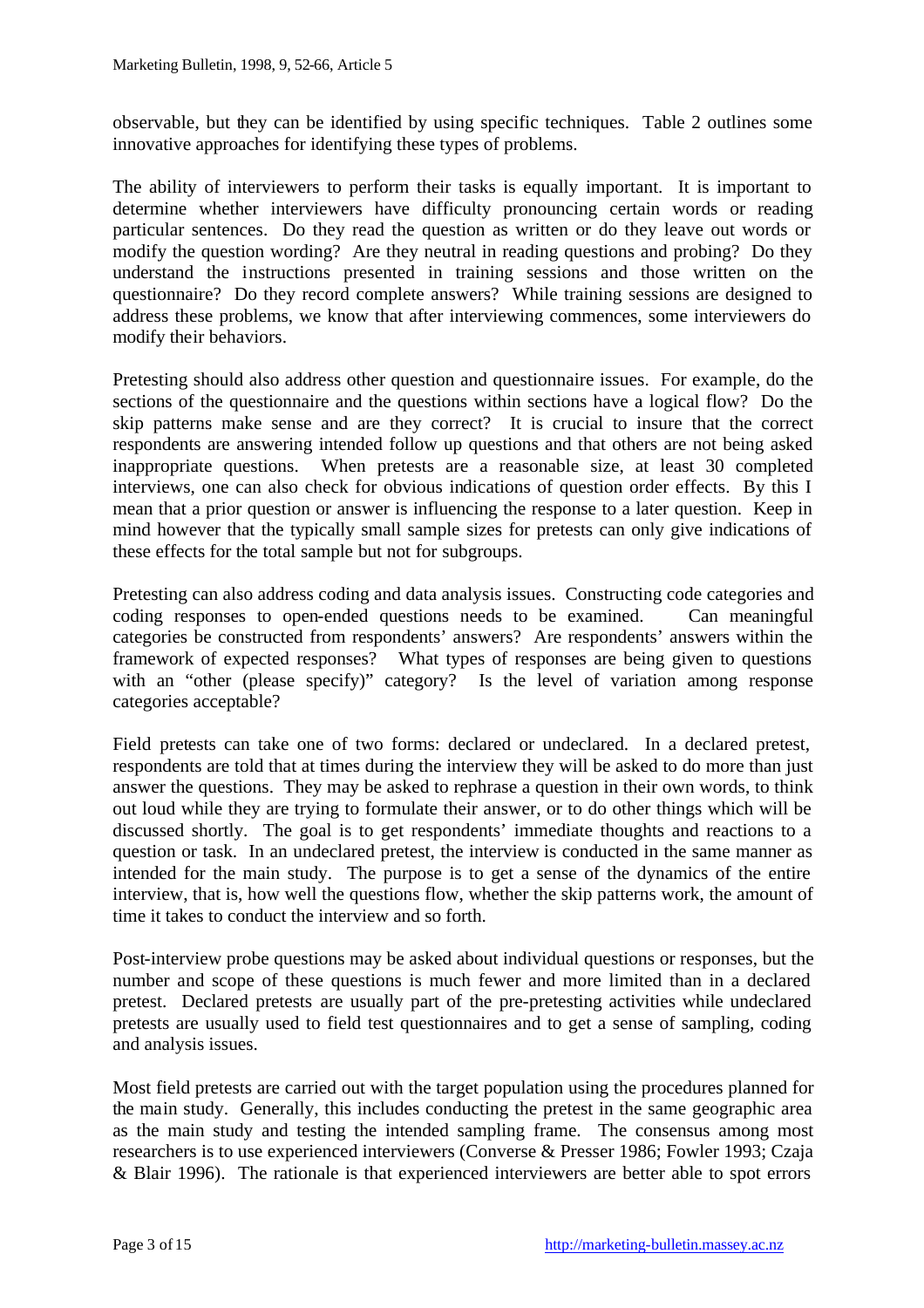observable, but they can be identified by using specific techniques. Table 2 outlines some innovative approaches for identifying these types of problems.

The ability of interviewers to perform their tasks is equally important. It is important to determine whether interviewers have difficulty pronouncing certain words or reading particular sentences. Do they read the question as written or do they leave out words or modify the question wording? Are they neutral in reading questions and probing? Do they understand the instructions presented in training sessions and those written on the questionnaire? Do they record complete answers? While training sessions are designed to address these problems, we know that after interviewing commences, some interviewers do modify their behaviors.

Pretesting should also address other question and questionnaire issues. For example, do the sections of the questionnaire and the questions within sections have a logical flow? Do the skip patterns make sense and are they correct? It is crucial to insure that the correct respondents are answering intended follow up questions and that others are not being asked inappropriate questions. When pretests are a reasonable size, at least 30 completed interviews, one can also check for obvious indications of question order effects. By this I mean that a prior question or answer is influencing the response to a later question. Keep in mind however that the typically small sample sizes for pretests can only give indications of these effects for the total sample but not for subgroups.

Pretesting can also address coding and data analysis issues. Constructing code categories and coding responses to open-ended questions needs to be examined. Can meaningful categories be constructed from respondents' answers? Are respondents' answers within the framework of expected responses? What types of responses are being given to questions with an "other (please specify)" category? Is the level of variation among response categories acceptable?

Field pretests can take one of two forms: declared or undeclared. In a declared pretest, respondents are told that at times during the interview they will be asked to do more than just answer the questions. They may be asked to rephrase a question in their own words, to think out loud while they are trying to formulate their answer, or to do other things which will be discussed shortly. The goal is to get respondents' immediate thoughts and reactions to a question or task. In an undeclared pretest, the interview is conducted in the same manner as intended for the main study. The purpose is to get a sense of the dynamics of the entire interview, that is, how well the questions flow, whether the skip patterns work, the amount of time it takes to conduct the interview and so forth.

Post-interview probe questions may be asked about individual questions or responses, but the number and scope of these questions is much fewer and more limited than in a declared pretest. Declared pretests are usually part of the pre-pretesting activities while undeclared pretests are usually used to field test questionnaires and to get a sense of sampling, coding and analysis issues.

Most field pretests are carried out with the target population using the procedures planned for the main study. Generally, this includes conducting the pretest in the same geographic area as the main study and testing the intended sampling frame. The consensus among most researchers is to use experienced interviewers (Converse & Presser 1986; Fowler 1993; Czaja & Blair 1996). The rationale is that experienced interviewers are better able to spot errors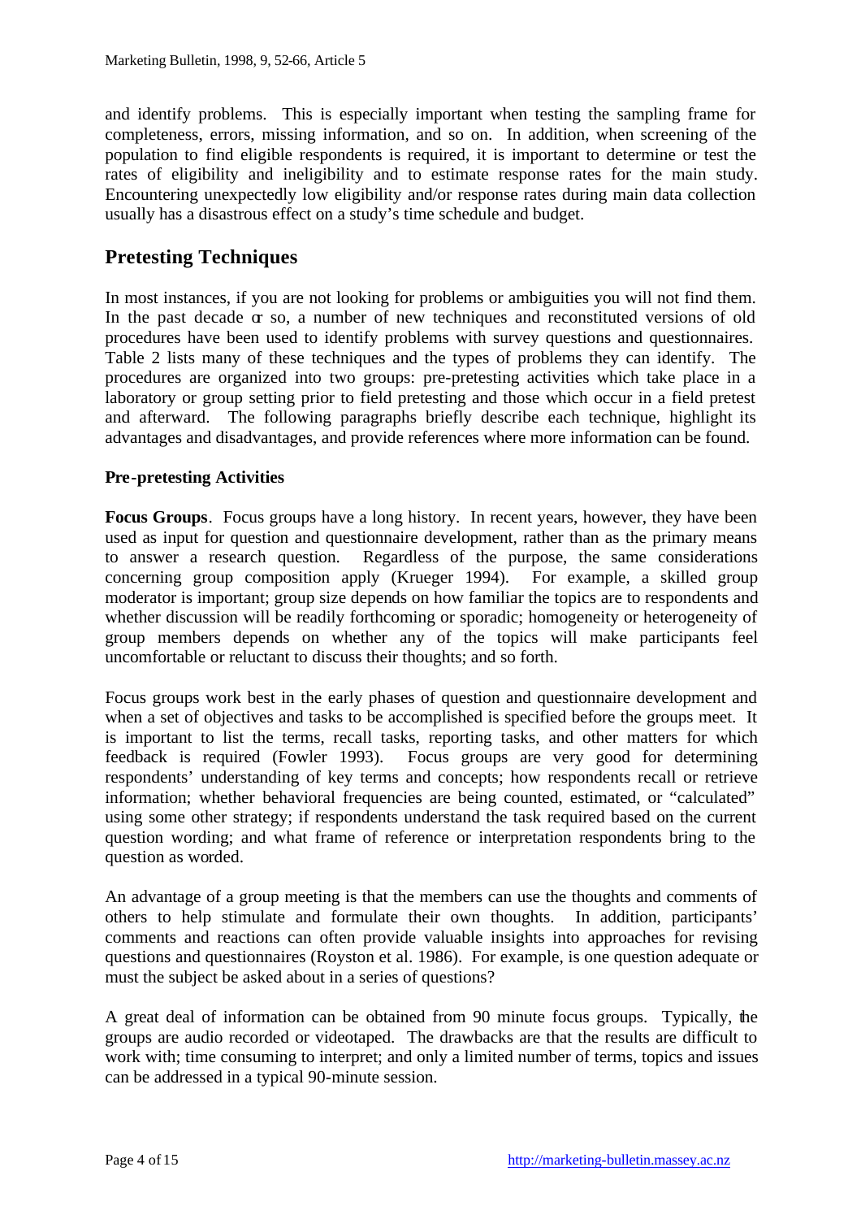and identify problems. This is especially important when testing the sampling frame for completeness, errors, missing information, and so on. In addition, when screening of the population to find eligible respondents is required, it is important to determine or test the rates of eligibility and ineligibility and to estimate response rates for the main study. Encountering unexpectedly low eligibility and/or response rates during main data collection usually has a disastrous effect on a study's time schedule and budget.

## Pretesting Techniques

In most instances, if you are not looking for problems or ambiguities you will not find them. In the past decade or so, a number of new techniques and reconstituted versions of old procedures have been used to identify problems with survey questions and questionnaires. Table 2 lists many of these techniques and the types of problems they can identify. The procedures are organized into two groups: pre-pretesting activities which take place in a laboratory or group setting prior to field pretesting and those which occur in a field pretest and afterward. The following paragraphs briefly describe each technique, highlight its advantages and disadvantages, and provide references where more information can be found.

### Pre-pretesting Activities

**Focus Groups**. Focus groups have a long history. In recent years, however, they have been used as input for question and questionnaire development, rather than as the primary means to answer a research question. Regardless of the purpose, the same considerations concerning group composition apply (Krueger 1994). For example, a skilled group moderator is important; group size depends on how familiar the topics are to respondents and whether discussion will be readily forthcoming or sporadic; homogeneity or heterogeneity of group members depends on whether any of the topics will make participants feel uncomfortable or reluctant to discuss their thoughts; and so forth.

Focus groups work best in the early phases of question and questionnaire development and when a set of objectives and tasks to be accomplished is specified before the groups meet. It is important to list the terms, recall tasks, reporting tasks, and other matters for which feedback is required (Fowler 1993). Focus groups are very good for determining respondents' understanding of key terms and concepts; how respondents recall or retrieve information; whether behavioral frequencies are being counted, estimated, or "calculated" using some other strategy; if respondents understand the task required based on the current question wording; and what frame of reference or interpretation respondents bring to the question as worded.

An advantage of a group meeting is that the members can use the thoughts and comments of others to help stimulate and formulate their own thoughts. In addition, participants' comments and reactions can often provide valuable insights into approaches for revising questions and questionnaires (Royston et al. 1986). For example, is one question adequate or must the subject be asked about in a series of questions?

A great deal of information can be obtained from 90 minute focus groups. Typically, the groups are audio recorded or videotaped. The drawbacks are that the results are difficult to work with; time consuming to interpret; and only a limited number of terms, topics and issues can be addressed in a typical 90-minute session.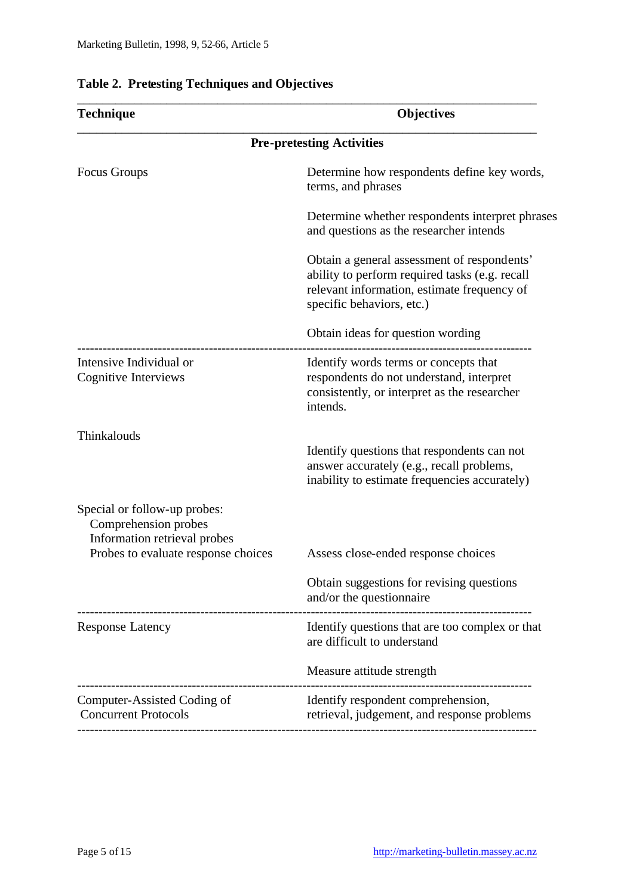**Table 2. Pretesting Techniques and Objectives**

| Technique | Objectives |
|---|---|
| **Pre-pretesting Activities** | |
| Focus Groups | Determine how respondents define key words, terms, and phrases |
| | Determine whether respondents interpret phrases and questions as the researcher intends |
| | Obtain a general assessment of respondents' ability to perform required tasks (e.g. recall relevant information, estimate frequency of specific behaviors, etc.) |
| | Obtain ideas for question wording |
| Intensive Individual or Cognitive Interviews | Identify words terms or concepts that respondents do not understand, interpret consistently, or interpret as the researcher intends. |
| Thinkalouds | Identify questions that respondents can not answer accurately (e.g., recall problems, inability to estimate frequencies accurately) |
| Special or follow-up probes: Comprehension probes; Information retrieval probes; Probes to evaluate response choices | Assess close-ended response choices |
| | Obtain suggestions for revising questions and/or the questionnaire |
| Response Latency | Identify questions that are too complex or that are difficult to understand |
| | Measure attitude strength |
| Computer-Assisted Coding of Concurrent Protocols | Identify respondent comprehension, retrieval, judgement, and response problems |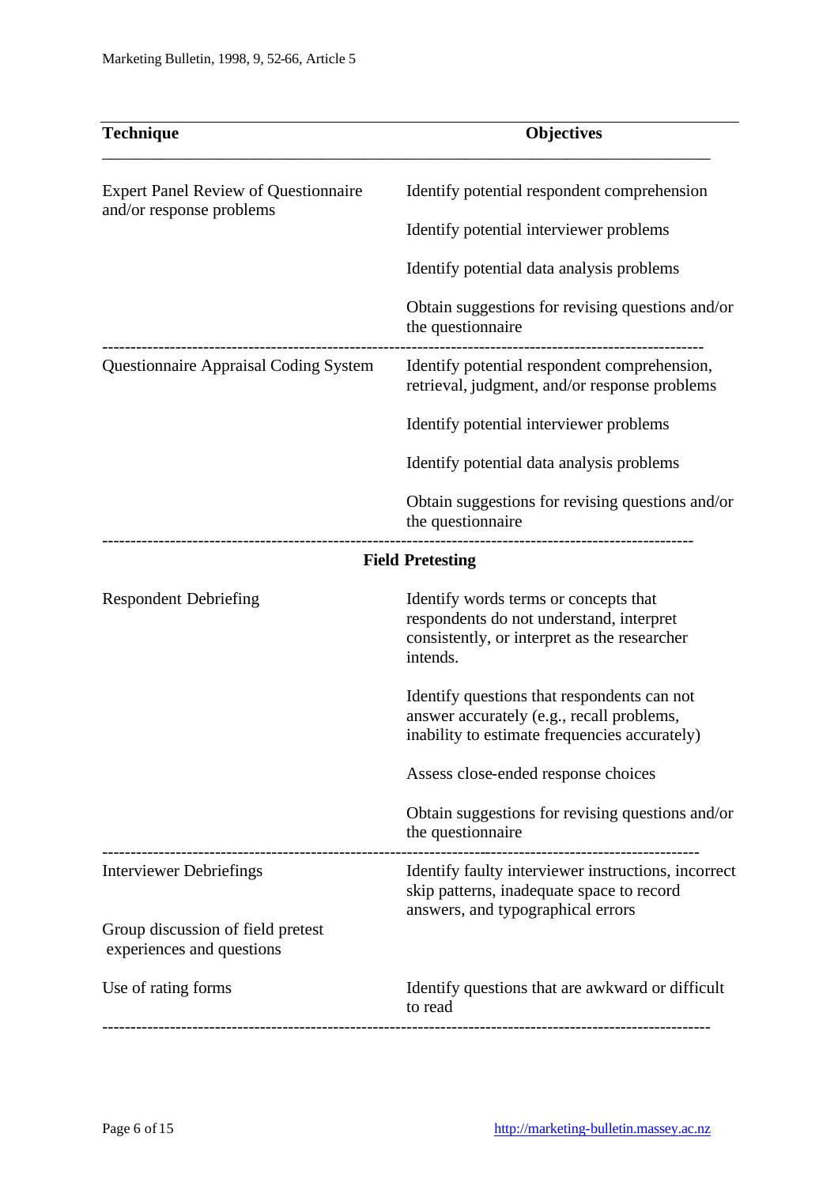| Technique | Objectives |
|---|---|
| Expert Panel Review of Questionnaire and/or response problems | Identify potential respondent comprehension |
| | Identify potential interviewer problems |
| | Identify potential data analysis problems |
| | Obtain suggestions for revising questions and/or the questionnaire |
| Questionnaire Appraisal Coding System | Identify potential respondent comprehension, retrieval, judgment, and/or response problems |
| | Identify potential interviewer problems |
| | Identify potential data analysis problems |
| | Obtain suggestions for revising questions and/or the questionnaire |
| **Field Pretesting** | |
| Respondent Debriefing | Identify words terms or concepts that respondents do not understand, interpret consistently, or interpret as the researcher intends. |
| | Identify questions that respondents can not answer accurately (e.g., recall problems, inability to estimate frequencies accurately) |
| | Assess close-ended response choices |
| | Obtain suggestions for revising questions and/or the questionnaire |
| Interviewer Debriefings | Identify faulty interviewer instructions, incorrect skip patterns, inadequate space to record answers, and typographical errors |
| Group discussion of field pretest experiences and questions | |
| Use of rating forms | Identify questions that are awkward or difficult to read |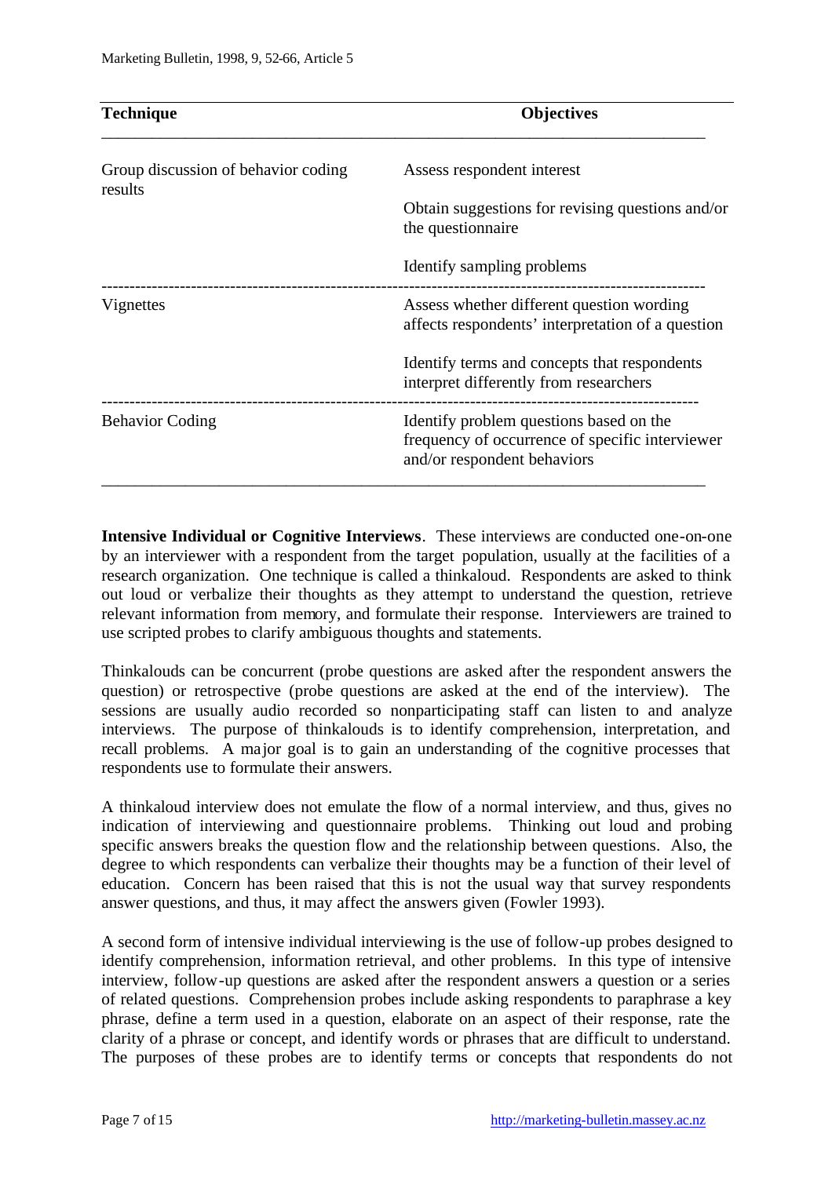| Technique | Objectives |
|---|---|
| Group discussion of behavior coding results | Assess respondent interest<br><br>Obtain suggestions for revising questions and/or the questionnaire<br><br>Identify sampling problems |
| Vignettes | Assess whether different question wording affects respondents' interpretation of a question<br><br>Identify terms and concepts that respondents interpret differently from researchers |
| Behavior Coding | Identify problem questions based on the frequency of occurrence of specific interviewer and/or respondent behaviors |

**Intensive Individual or Cognitive Interviews**. These interviews are conducted one-on-one by an interviewer with a respondent from the target population, usually at the facilities of a research organization. One technique is called a thinkaloud. Respondents are asked to think out loud or verbalize their thoughts as they attempt to understand the question, retrieve relevant information from memory, and formulate their response. Interviewers are trained to use scripted probes to clarify ambiguous thoughts and statements.

Thinkalouds can be concurrent (probe questions are asked after the respondent answers the question) or retrospective (probe questions are asked at the end of the interview). The sessions are usually audio recorded so nonparticipating staff can listen to and analyze interviews. The purpose of thinkalouds is to identify comprehension, interpretation, and recall problems. A major goal is to gain an understanding of the cognitive processes that respondents use to formulate their answers.

A thinkaloud interview does not emulate the flow of a normal interview, and thus, gives no indication of interviewing and questionnaire problems. Thinking out loud and probing specific answers breaks the question flow and the relationship between questions. Also, the degree to which respondents can verbalize their thoughts may be a function of their level of education. Concern has been raised that this is not the usual way that survey respondents answer questions, and thus, it may affect the answers given (Fowler 1993).

A second form of intensive individual interviewing is the use of follow-up probes designed to identify comprehension, information retrieval, and other problems. In this type of intensive interview, follow-up questions are asked after the respondent answers a question or a series of related questions. Comprehension probes include asking respondents to paraphrase a key phrase, define a term used in a question, elaborate on an aspect of their response, rate the clarity of a phrase or concept, and identify words or phrases that are difficult to understand. The purposes of these probes are to identify terms or concepts that respondents do not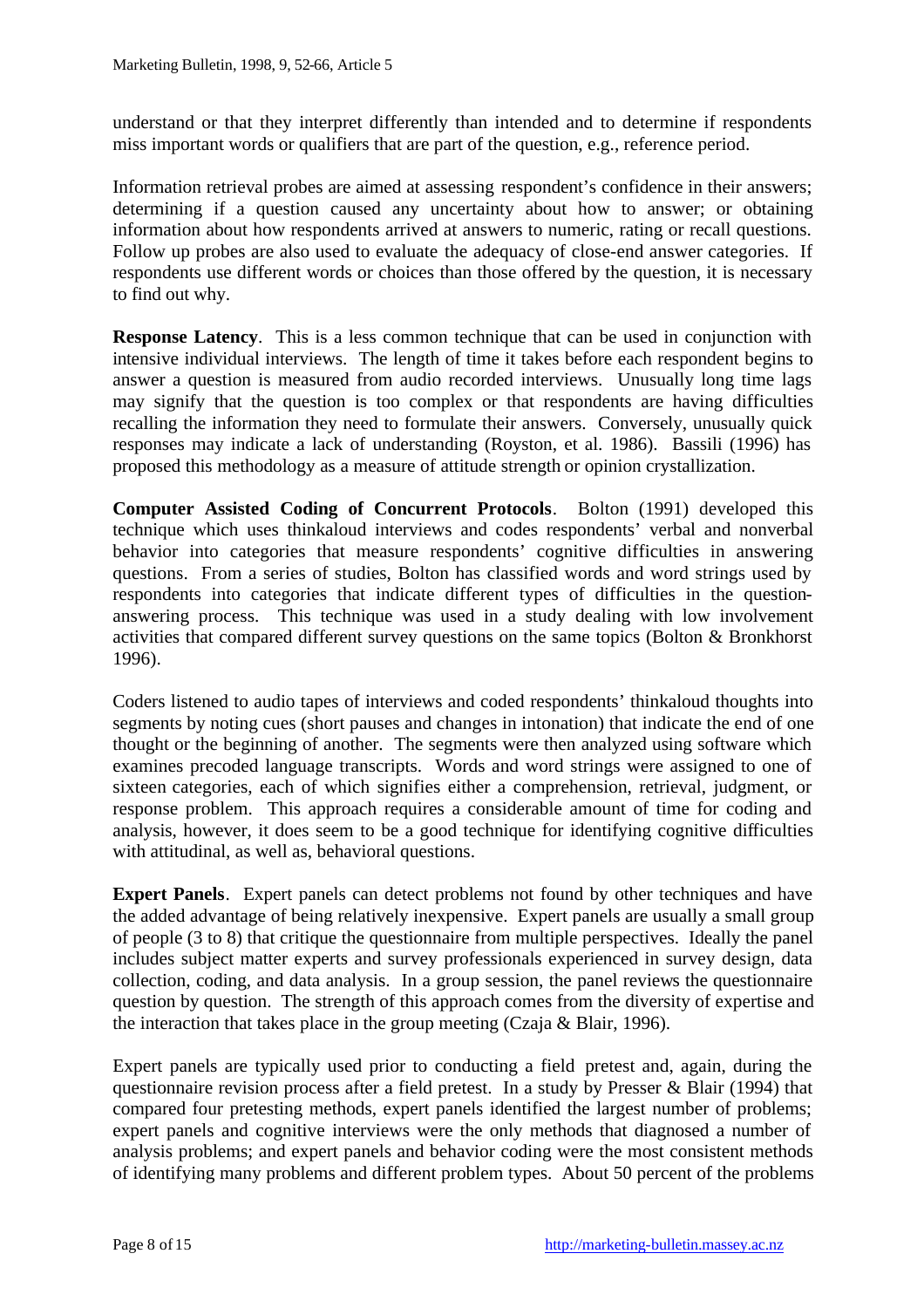understand or that they interpret differently than intended and to determine if respondents miss important words or qualifiers that are part of the question, e.g., reference period.

Information retrieval probes are aimed at assessing respondent's confidence in their answers; determining if a question caused any uncertainty about how to answer; or obtaining information about how respondents arrived at answers to numeric, rating or recall questions. Follow up probes are also used to evaluate the adequacy of close-end answer categories. If respondents use different words or choices than those offered by the question, it is necessary to find out why.

**Response Latency**. This is a less common technique that can be used in conjunction with intensive individual interviews. The length of time it takes before each respondent begins to answer a question is measured from audio recorded interviews. Unusually long time lags may signify that the question is too complex or that respondents are having difficulties recalling the information they need to formulate their answers. Conversely, unusually quick responses may indicate a lack of understanding (Royston, et al. 1986). Bassili (1996) has proposed this methodology as a measure of attitude strength or opinion crystallization.

**Computer Assisted Coding of Concurrent Protocols**. Bolton (1991) developed this technique which uses thinkaloud interviews and codes respondents' verbal and nonverbal behavior into categories that measure respondents' cognitive difficulties in answering questions. From a series of studies, Bolton has classified words and word strings used by respondents into categories that indicate different types of difficulties in the question-answering process. This technique was used in a study dealing with low involvement activities that compared different survey questions on the same topics (Bolton & Bronkhorst 1996).

Coders listened to audio tapes of interviews and coded respondents' thinkaloud thoughts into segments by noting cues (short pauses and changes in intonation) that indicate the end of one thought or the beginning of another. The segments were then analyzed using software which examines precoded language transcripts. Words and word strings were assigned to one of sixteen categories, each of which signifies either a comprehension, retrieval, judgment, or response problem. This approach requires a considerable amount of time for coding and analysis, however, it does seem to be a good technique for identifying cognitive difficulties with attitudinal, as well as, behavioral questions.

**Expert Panels**. Expert panels can detect problems not found by other techniques and have the added advantage of being relatively inexpensive. Expert panels are usually a small group of people (3 to 8) that critique the questionnaire from multiple perspectives. Ideally the panel includes subject matter experts and survey professionals experienced in survey design, data collection, coding, and data analysis. In a group session, the panel reviews the questionnaire question by question. The strength of this approach comes from the diversity of expertise and the interaction that takes place in the group meeting (Czaja & Blair, 1996).

Expert panels are typically used prior to conducting a field pretest and, again, during the questionnaire revision process after a field pretest. In a study by Presser & Blair (1994) that compared four pretesting methods, expert panels identified the largest number of problems; expert panels and cognitive interviews were the only methods that diagnosed a number of analysis problems; and expert panels and behavior coding were the most consistent methods of identifying many problems and different problem types. About 50 percent of the problems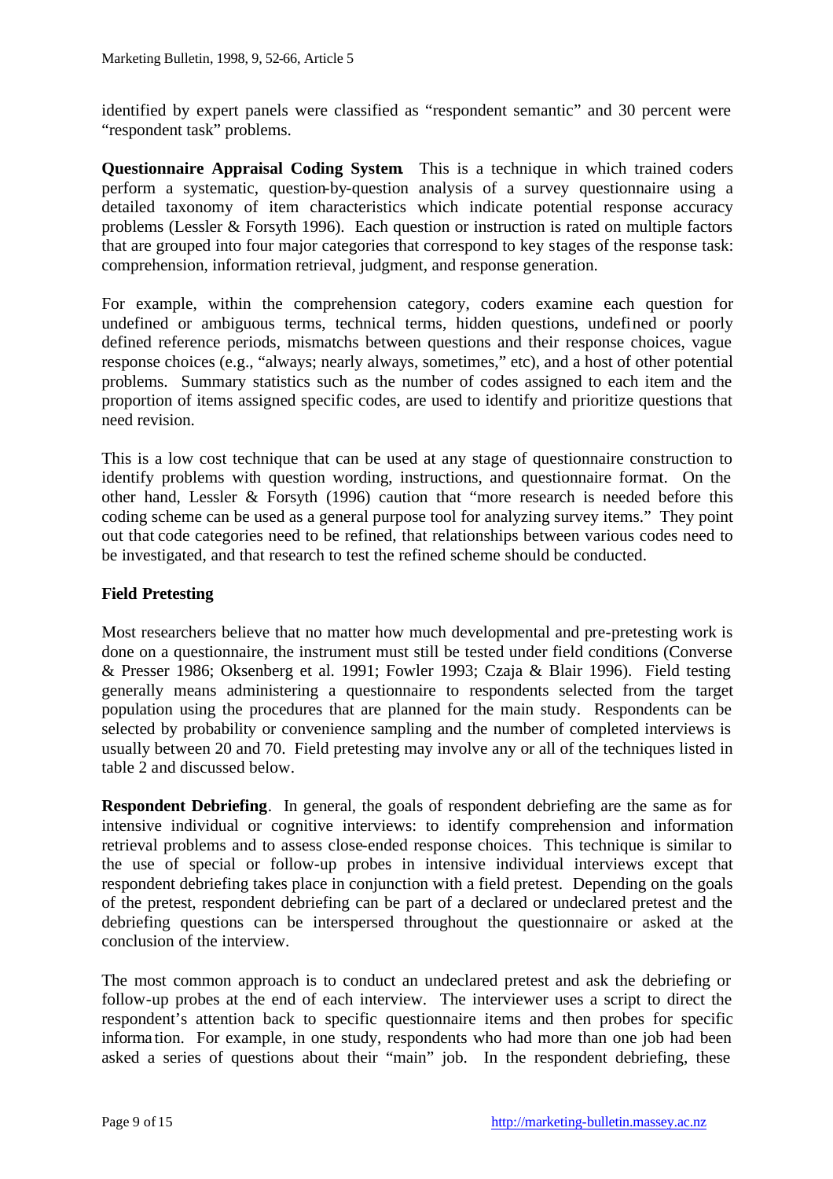identified by expert panels were classified as "respondent semantic" and 30 percent were "respondent task" problems.

**Questionnaire Appraisal Coding System**. This is a technique in which trained coders perform a systematic, question-by-question analysis of a survey questionnaire using a detailed taxonomy of item characteristics which indicate potential response accuracy problems (Lessler & Forsyth 1996). Each question or instruction is rated on multiple factors that are grouped into four major categories that correspond to key stages of the response task: comprehension, information retrieval, judgment, and response generation.

For example, within the comprehension category, coders examine each question for undefined or ambiguous terms, technical terms, hidden questions, undefined or poorly defined reference periods, mismatchs between questions and their response choices, vague response choices (e.g., "always; nearly always, sometimes," etc), and a host of other potential problems. Summary statistics such as the number of codes assigned to each item and the proportion of items assigned specific codes, are used to identify and prioritize questions that need revision.

This is a low cost technique that can be used at any stage of questionnaire construction to identify problems with question wording, instructions, and questionnaire format. On the other hand, Lessler & Forsyth (1996) caution that "more research is needed before this coding scheme can be used as a general purpose tool for analyzing survey items." They point out that code categories need to be refined, that relationships between various codes need to be investigated, and that research to test the refined scheme should be conducted.

### Field Pretesting

Most researchers believe that no matter how much developmental and pre-pretesting work is done on a questionnaire, the instrument must still be tested under field conditions (Converse & Presser 1986; Oksenberg et al. 1991; Fowler 1993; Czaja & Blair 1996). Field testing generally means administering a questionnaire to respondents selected from the target population using the procedures that are planned for the main study. Respondents can be selected by probability or convenience sampling and the number of completed interviews is usually between 20 and 70. Field pretesting may involve any or all of the techniques listed in table 2 and discussed below.

**Respondent Debriefing**. In general, the goals of respondent debriefing are the same as for intensive individual or cognitive interviews: to identify comprehension and information retrieval problems and to assess close-ended response choices. This technique is similar to the use of special or follow-up probes in intensive individual interviews except that respondent debriefing takes place in conjunction with a field pretest. Depending on the goals of the pretest, respondent debriefing can be part of a declared or undeclared pretest and the debriefing questions can be interspersed throughout the questionnaire or asked at the conclusion of the interview.

The most common approach is to conduct an undeclared pretest and ask the debriefing or follow-up probes at the end of each interview. The interviewer uses a script to direct the respondent's attention back to specific questionnaire items and then probes for specific information. For example, in one study, respondents who had more than one job had been asked a series of questions about their "main" job. In the respondent debriefing, these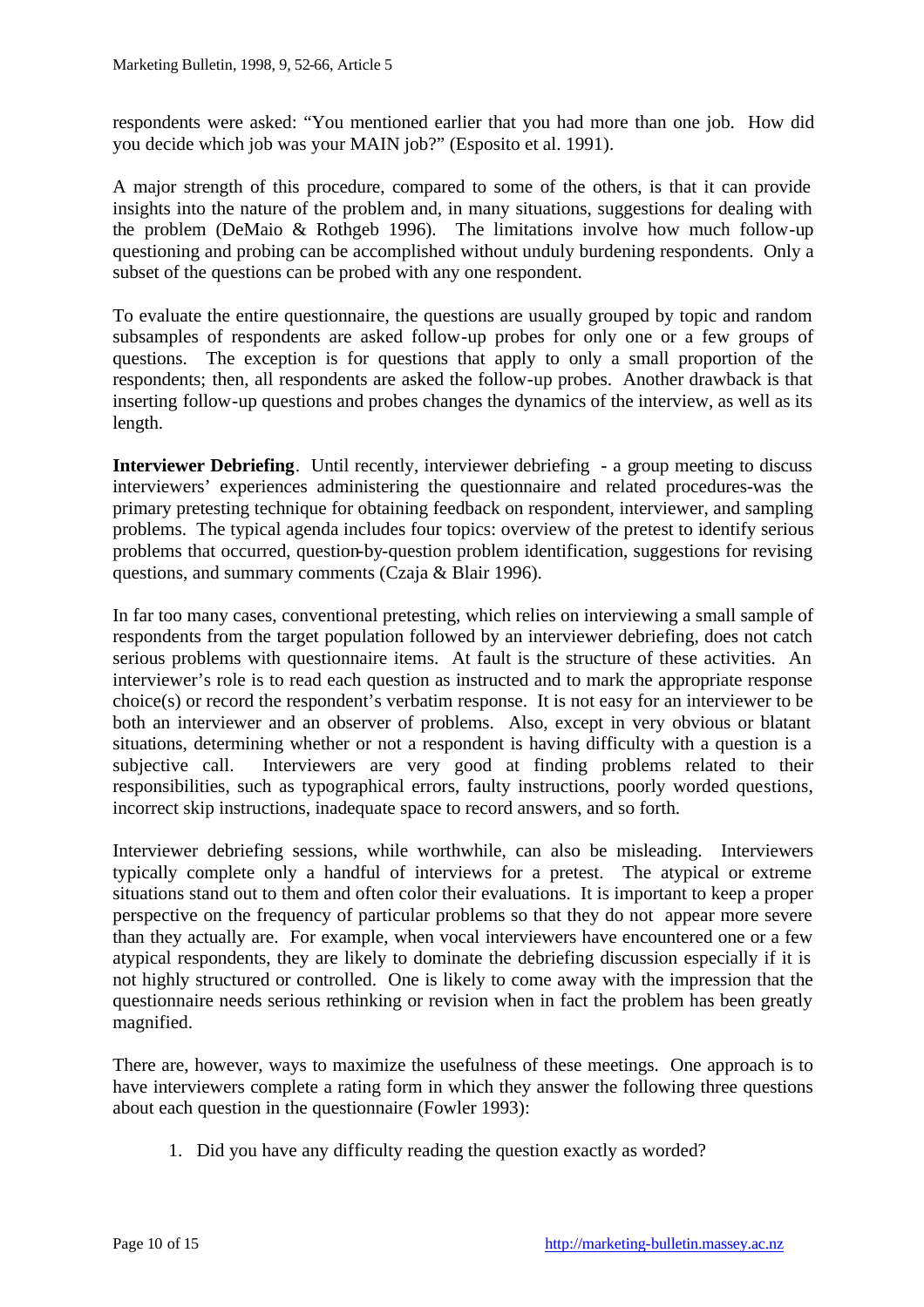respondents were asked: "You mentioned earlier that you had more than one job. How did you decide which job was your MAIN job?" (Esposito et al. 1991).

A major strength of this procedure, compared to some of the others, is that it can provide insights into the nature of the problem and, in many situations, suggestions for dealing with the problem (DeMaio & Rothgeb 1996). The limitations involve how much follow-up questioning and probing can be accomplished without unduly burdening respondents. Only a subset of the questions can be probed with any one respondent.

To evaluate the entire questionnaire, the questions are usually grouped by topic and random subsamples of respondents are asked follow-up probes for only one or a few groups of questions. The exception is for questions that apply to only a small proportion of the respondents; then, all respondents are asked the follow-up probes. Another drawback is that inserting follow-up questions and probes changes the dynamics of the interview, as well as its length.

**Interviewer Debriefing**. Until recently, interviewer debriefing - a group meeting to discuss interviewers' experiences administering the questionnaire and related procedures-was the primary pretesting technique for obtaining feedback on respondent, interviewer, and sampling problems. The typical agenda includes four topics: overview of the pretest to identify serious problems that occurred, question-by-question problem identification, suggestions for revising questions, and summary comments (Czaja & Blair 1996).

In far too many cases, conventional pretesting, which relies on interviewing a small sample of respondents from the target population followed by an interviewer debriefing, does not catch serious problems with questionnaire items. At fault is the structure of these activities. An interviewer's role is to read each question as instructed and to mark the appropriate response choice(s) or record the respondent's verbatim response. It is not easy for an interviewer to be both an interviewer and an observer of problems. Also, except in very obvious or blatant situations, determining whether or not a respondent is having difficulty with a question is a subjective call. Interviewers are very good at finding problems related to their responsibilities, such as typographical errors, faulty instructions, poorly worded questions, incorrect skip instructions, inadequate space to record answers, and so forth.

Interviewer debriefing sessions, while worthwhile, can also be misleading. Interviewers typically complete only a handful of interviews for a pretest. The atypical or extreme situations stand out to them and often color their evaluations. It is important to keep a proper perspective on the frequency of particular problems so that they do not appear more severe than they actually are. For example, when vocal interviewers have encountered one or a few atypical respondents, they are likely to dominate the debriefing discussion especially if it is not highly structured or controlled. One is likely to come away with the impression that the questionnaire needs serious rethinking or revision when in fact the problem has been greatly magnified.

There are, however, ways to maximize the usefulness of these meetings. One approach is to have interviewers complete a rating form in which they answer the following three questions about each question in the questionnaire (Fowler 1993):

1. Did you have any difficulty reading the question exactly as worded?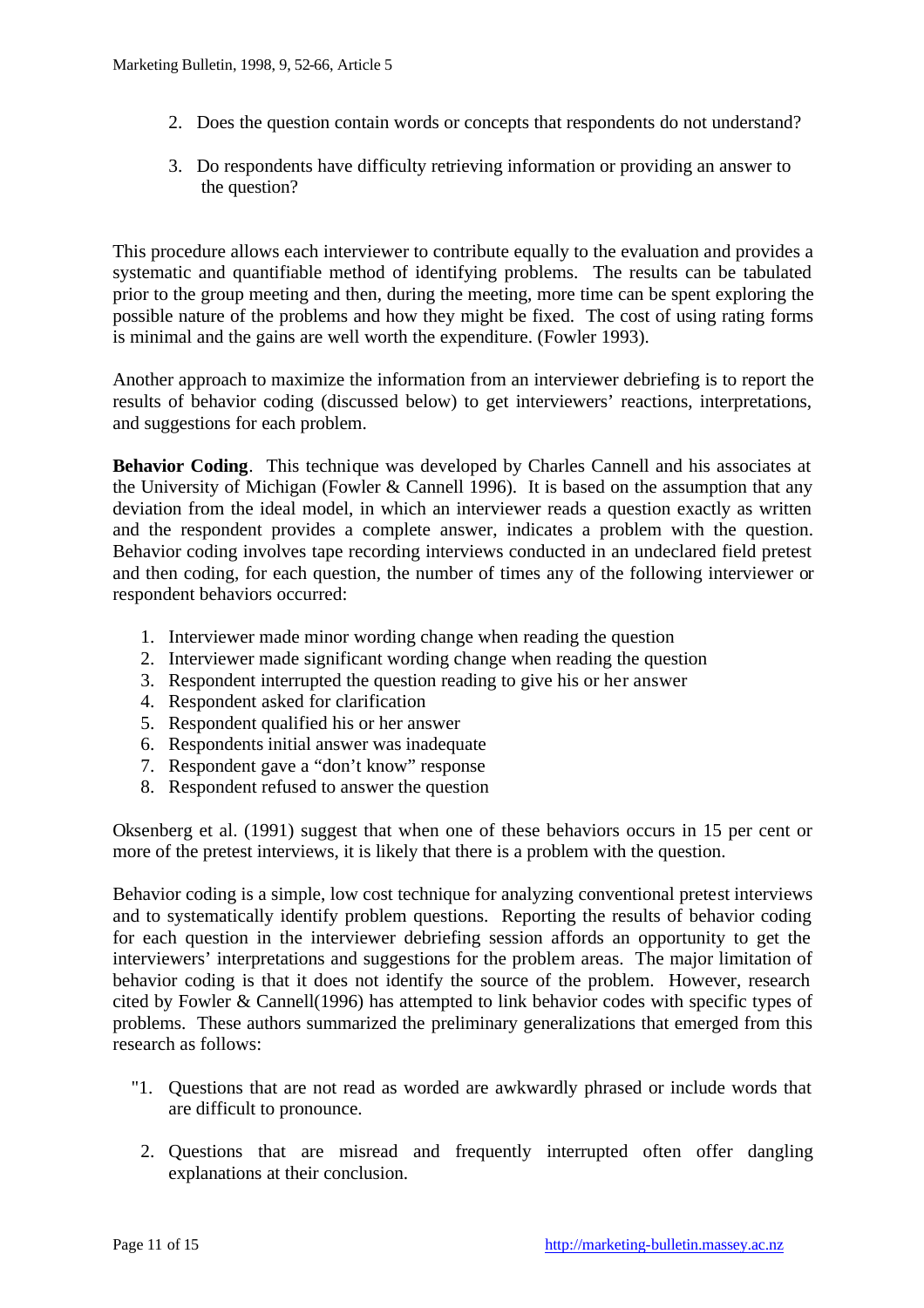2. Does the question contain words or concepts that respondents do not understand?

3. Do respondents have difficulty retrieving information or providing an answer to the question?

This procedure allows each interviewer to contribute equally to the evaluation and provides a systematic and quantifiable method of identifying problems. The results can be tabulated prior to the group meeting and then, during the meeting, more time can be spent exploring the possible nature of the problems and how they might be fixed. The cost of using rating forms is minimal and the gains are well worth the expenditure. (Fowler 1993).

Another approach to maximize the information from an interviewer debriefing is to report the results of behavior coding (discussed below) to get interviewers' reactions, interpretations, and suggestions for each problem.

**Behavior Coding**. This technique was developed by Charles Cannell and his associates at the University of Michigan (Fowler & Cannell 1996). It is based on the assumption that any deviation from the ideal model, in which an interviewer reads a question exactly as written and the respondent provides a complete answer, indicates a problem with the question. Behavior coding involves tape recording interviews conducted in an undeclared field pretest and then coding, for each question, the number of times any of the following interviewer or respondent behaviors occurred:

1. Interviewer made minor wording change when reading the question
2. Interviewer made significant wording change when reading the question
3. Respondent interrupted the question reading to give his or her answer
4. Respondent asked for clarification
5. Respondent qualified his or her answer
6. Respondents initial answer was inadequate
7. Respondent gave a "don't know" response
8. Respondent refused to answer the question

Oksenberg et al. (1991) suggest that when one of these behaviors occurs in 15 per cent or more of the pretest interviews, it is likely that there is a problem with the question.

Behavior coding is a simple, low cost technique for analyzing conventional pretest interviews and to systematically identify problem questions. Reporting the results of behavior coding for each question in the interviewer debriefing session affords an opportunity to get the interviewers' interpretations and suggestions for the problem areas. The major limitation of behavior coding is that it does not identify the source of the problem. However, research cited by Fowler & Cannell(1996) has attempted to link behavior codes with specific types of problems. These authors summarized the preliminary generalizations that emerged from this research as follows:

"1. Questions that are not read as worded are awkwardly phrased or include words that are difficult to pronounce.

2. Questions that are misread and frequently interrupted often offer dangling explanations at their conclusion.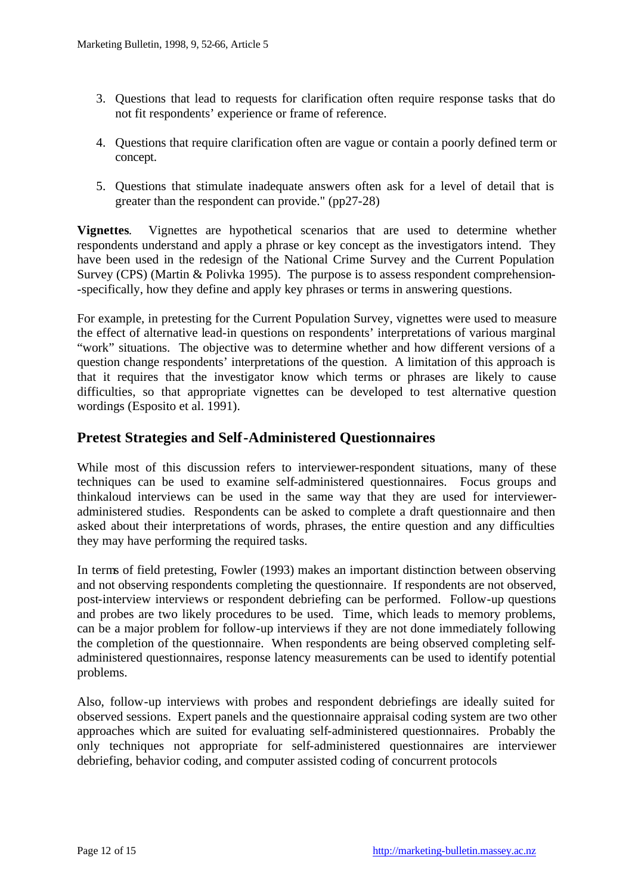3. Questions that lead to requests for clarification often require response tasks that do not fit respondents' experience or frame of reference.

4. Questions that require clarification often are vague or contain a poorly defined term or concept.

5. Questions that stimulate inadequate answers often ask for a level of detail that is greater than the respondent can provide." (pp27-28)

**Vignettes**. Vignettes are hypothetical scenarios that are used to determine whether respondents understand and apply a phrase or key concept as the investigators intend. They have been used in the redesign of the National Crime Survey and the Current Population Survey (CPS) (Martin & Polivka 1995). The purpose is to assess respondent comprehension--specifically, how they define and apply key phrases or terms in answering questions.

For example, in pretesting for the Current Population Survey, vignettes were used to measure the effect of alternative lead-in questions on respondents' interpretations of various marginal "work" situations. The objective was to determine whether and how different versions of a question change respondents' interpretations of the question. A limitation of this approach is that it requires that the investigator know which terms or phrases are likely to cause difficulties, so that appropriate vignettes can be developed to test alternative question wordings (Esposito et al. 1991).

## Pretest Strategies and Self-Administered Questionnaires

While most of this discussion refers to interviewer-respondent situations, many of these techniques can be used to examine self-administered questionnaires. Focus groups and thinkaloud interviews can be used in the same way that they are used for interviewer-administered studies. Respondents can be asked to complete a draft questionnaire and then asked about their interpretations of words, phrases, the entire question and any difficulties they may have performing the required tasks.

In terms of field pretesting, Fowler (1993) makes an important distinction between observing and not observing respondents completing the questionnaire. If respondents are not observed, post-interview interviews or respondent debriefing can be performed. Follow-up questions and probes are two likely procedures to be used. Time, which leads to memory problems, can be a major problem for follow-up interviews if they are not done immediately following the completion of the questionnaire. When respondents are being observed completing self-administered questionnaires, response latency measurements can be used to identify potential problems.

Also, follow-up interviews with probes and respondent debriefings are ideally suited for observed sessions. Expert panels and the questionnaire appraisal coding system are two other approaches which are suited for evaluating self-administered questionnaires. Probably the only techniques not appropriate for self-administered questionnaires are interviewer debriefing, behavior coding, and computer assisted coding of concurrent protocols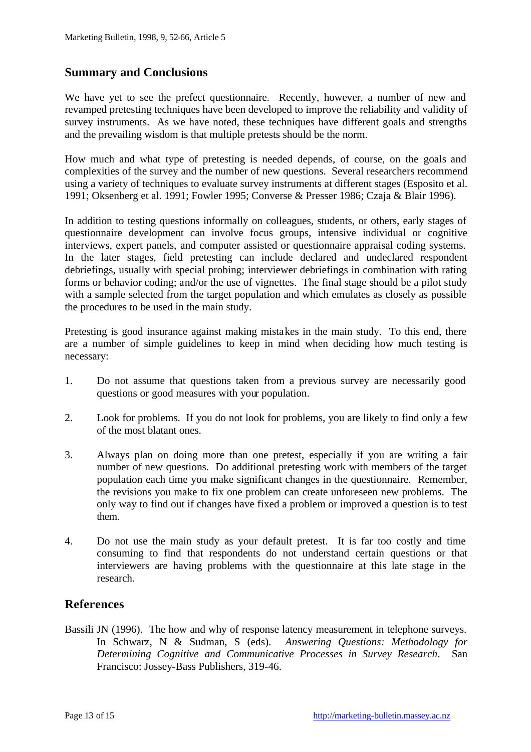## Summary and Conclusions

We have yet to see the prefect questionnaire. Recently, however, a number of new and revamped pretesting techniques have been developed to improve the reliability and validity of survey instruments. As we have noted, these techniques have different goals and strengths and the prevailing wisdom is that multiple pretests should be the norm.

How much and what type of pretesting is needed depends, of course, on the goals and complexities of the survey and the number of new questions. Several researchers recommend using a variety of techniques to evaluate survey instruments at different stages (Esposito et al. 1991; Oksenberg et al. 1991; Fowler 1995; Converse & Presser 1986; Czaja & Blair 1996).

In addition to testing questions informally on colleagues, students, or others, early stages of questionnaire development can involve focus groups, intensive individual or cognitive interviews, expert panels, and computer assisted or questionnaire appraisal coding systems. In the later stages, field pretesting can include declared and undeclared respondent debriefings, usually with special probing; interviewer debriefings in combination with rating forms or behavior coding; and/or the use of vignettes. The final stage should be a pilot study with a sample selected from the target population and which emulates as closely as possible the procedures to be used in the main study.

Pretesting is good insurance against making mistakes in the main study. To this end, there are a number of simple guidelines to keep in mind when deciding how much testing is necessary:

1. Do not assume that questions taken from a previous survey are necessarily good questions or good measures with your population.

2. Look for problems. If you do not look for problems, you are likely to find only a few of the most blatant ones.

3. Always plan on doing more than one pretest, especially if you are writing a fair number of new questions. Do additional pretesting work with members of the target population each time you make significant changes in the questionnaire. Remember, the revisions you make to fix one problem can create unforeseen new problems. The only way to find out if changes have fixed a problem or improved a question is to test them.

4. Do not use the main study as your default pretest. It is far too costly and time consuming to find that respondents do not understand certain questions or that interviewers are having problems with the questionnaire at this late stage in the research.

## References

Bassili JN (1996). The how and why of response latency measurement in telephone surveys. In Schwarz, N & Sudman, S (eds). *Answering Questions: Methodology for Determining Cognitive and Communicative Processes in Survey Research*. San Francisco: Jossey-Bass Publishers, 319-46.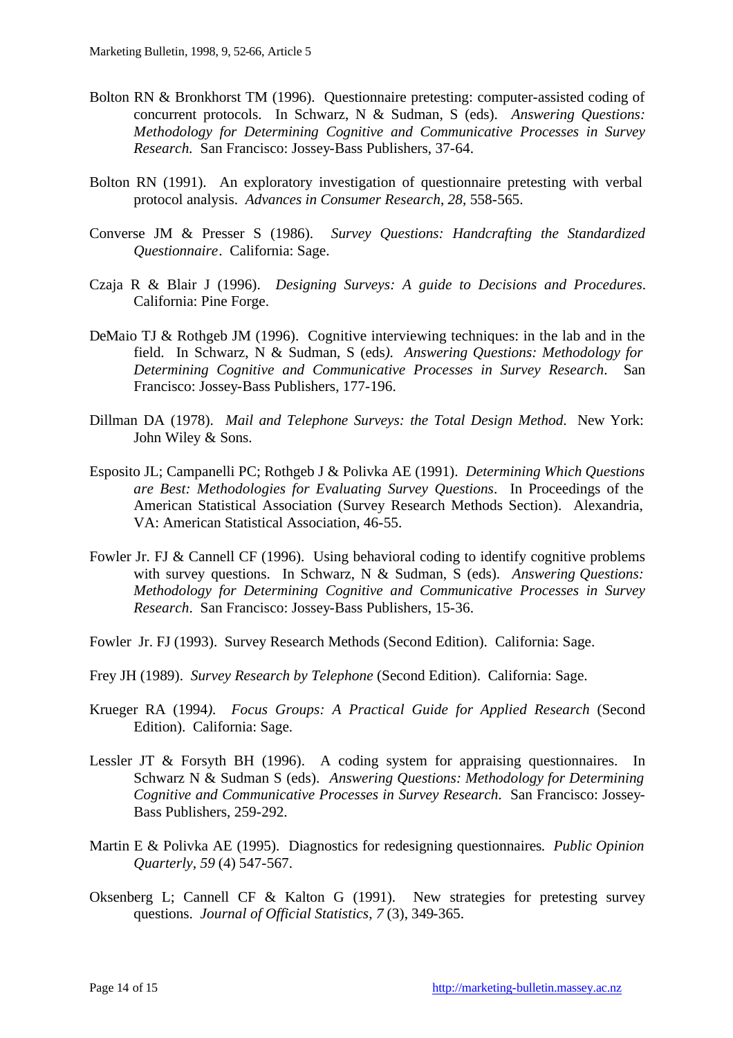Bolton RN & Bronkhorst TM (1996). Questionnaire pretesting: computer-assisted coding of concurrent protocols. In Schwarz, N & Sudman, S (eds). *Answering Questions: Methodology for Determining Cognitive and Communicative Processes in Survey Research.* San Francisco: Jossey-Bass Publishers, 37-64.

Bolton RN (1991). An exploratory investigation of questionnaire pretesting with verbal protocol analysis. *Advances in Consumer Research*, *28*, 558-565.

Converse JM & Presser S (1986). *Survey Questions: Handcrafting the Standardized Questionnaire*. California: Sage.

Czaja R & Blair J (1996). *Designing Surveys: A guide to Decisions and Procedures*. California: Pine Forge.

DeMaio TJ & Rothgeb JM (1996). Cognitive interviewing techniques: in the lab and in the field. In Schwarz, N & Sudman, S (eds). *Answering Questions: Methodology for Determining Cognitive and Communicative Processes in Survey Research*. San Francisco: Jossey-Bass Publishers, 177-196.

Dillman DA (1978). *Mail and Telephone Surveys: the Total Design Method*. New York: John Wiley & Sons.

Esposito JL; Campanelli PC; Rothgeb J & Polivka AE (1991). *Determining Which Questions are Best: Methodologies for Evaluating Survey Questions*. In Proceedings of the American Statistical Association (Survey Research Methods Section). Alexandria, VA: American Statistical Association, 46-55.

Fowler Jr. FJ & Cannell CF (1996). Using behavioral coding to identify cognitive problems with survey questions. In Schwarz, N & Sudman, S (eds). *Answering Questions: Methodology for Determining Cognitive and Communicative Processes in Survey Research*. San Francisco: Jossey-Bass Publishers, 15-36.

Fowler Jr. FJ (1993). Survey Research Methods (Second Edition). California: Sage.

Frey JH (1989). *Survey Research by Telephone* (Second Edition). California: Sage.

Krueger RA (1994). *Focus Groups: A Practical Guide for Applied Research* (Second Edition). California: Sage.

Lessler JT & Forsyth BH (1996). A coding system for appraising questionnaires. In Schwarz N & Sudman S (eds). *Answering Questions: Methodology for Determining Cognitive and Communicative Processes in Survey Research*. San Francisco: Jossey-Bass Publishers, 259-292.

Martin E & Polivka AE (1995). Diagnostics for redesigning questionnaires. *Public Opinion Quarterly*, *59* (4) 547-567.

Oksenberg L; Cannell CF & Kalton G (1991). New strategies for pretesting survey questions. *Journal of Official Statistics*, *7* (3), 349-365.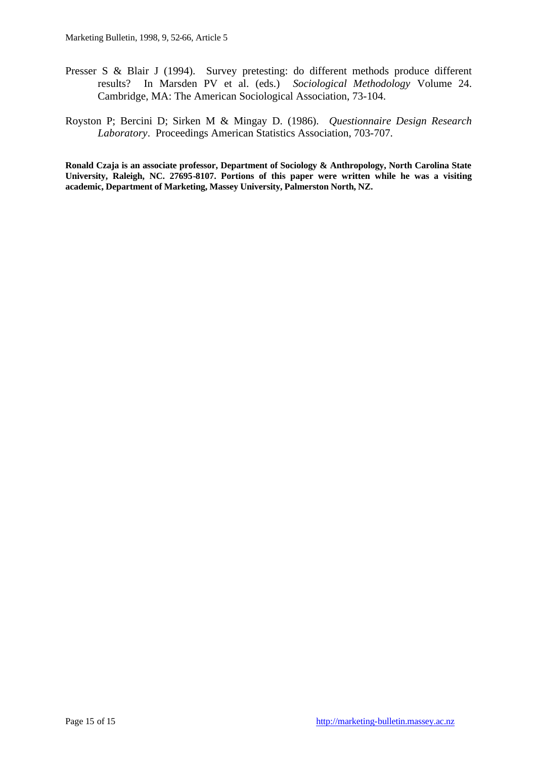Presser S & Blair J (1994). Survey pretesting: do different methods produce different results? In Marsden PV et al. (eds.) *Sociological Methodology* Volume 24. Cambridge, MA: The American Sociological Association, 73-104.

Royston P; Bercini D; Sirken M & Mingay D. (1986). *Questionnaire Design Research Laboratory*. Proceedings American Statistics Association, 703-707.

**Ronald Czaja is an associate professor, Department of Sociology & Anthropology, North Carolina State University, Raleigh, NC. 27695-8107. Portions of this paper were written while he was a visiting academic, Department of Marketing, Massey University, Palmerston North, NZ.**